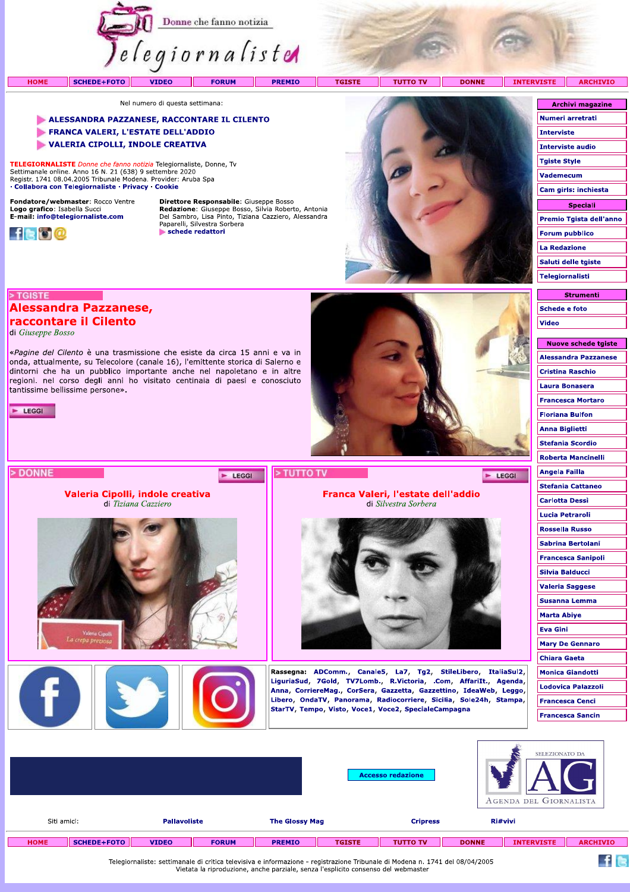# Telegiornaliste

Donne che fanno notizia

HOME | SCHEDE+FOTO | VIDEO | FORUM | PREMIO | TGISTE | TUTTO TV | DONNE | INTERVISTE | ARCHIVIO

Nel numero di questa settimana:

- **ALESSANDRA PAZZANESE, RACCONTARE IL CILENTO**
- **FRANCA VALERI, L'ESTATE DELL'ADDIO**
- **VALERIA CIPOLLI, INDOLE CREATIVA**

**TELEGIORNALISTE** *Donne che fanno notizia* Telegiornaliste, Donne, Tv
Settimanale online. Anno 16 N. 21 (638) 9 settembre 2020
Registr. 1741 08.04.2005 Tribunale Modena. Provider: Aruba Spa
· Collabora con Telegiornaliste · Privacy · Cookie

**Fondatore/webmaster**: Rocco Ventre
**Logo grafico**: Isabella Succi
**E-mail**: info@telegiornaliste.com

**Direttore Responsabile**: Giuseppe Bosso
**Redazione**: Giuseppe Bosso, Silvia Roberto, Antonia Del Sambro, Lisa Pinto, Tiziana Cazziero, Alessandra Paparelli, Silvestra Sorbera
schede redattori

## > TGISTE

## Alessandra Pazzanese, raccontare il Cilento

di *Giuseppe Bosso*

«*Pagine del Cilento* è una trasmissione che esiste da circa 15 anni e va in onda, attualmente, su Telecolore (canale 16), l'emittente storica di Salerno e dintorni che ha un pubblico importante anche nel napoletano e in altre regioni. nel corso degli anni ho visitato centinaia di paesi e conosciuto tantissime bellissime persone».

LEGGI

## > DONNE

LEGGI

### Valeria Cipolli, indole creativa

di *Tiziana Cazziero*

## > TUTTO TV

LEGGI

### Franca Valeri, l'estate dell'addio

di *Silvestra Sorbera*

**Rassegna:** ADComm., Canale5, La7, Tg2, StileLibero, ItaliaSul2, LiguriaSud, 7Gold, TV7Lomb., R.Victoria, .Com, AffariIt., Agenda, Anna, CorriereMag., CorSera, Gazzetta, Gazzettino, IdeaWeb, Leggo, Libero, OndaTV, Panorama, Radiocorriere, Sicilia, Sole24h, Stampa, StarTV, Tempo, Visto, Voce1, Voce2, SpecialeCampagna

**Archivi magazine**
- Numeri arretrati
- Interviste
- Interviste audio
- Tgiste Style
- Vademecum
- Cam girls: inchiesta

**Speciali**
- Premio Tgista dell'anno
- Forum pubblico
- La Redazione
- Saluti delle tgiste
- Telegiornalisti

**Strumenti**
- Schede e foto
- Video

**Nuove schede tgiste**
- Alessandra Pazzanese
- Cristina Raschio
- Laura Bonasera
- Francesca Mortaro
- Floriana Bulfon
- Anna Biglietti
- Stefania Scordio
- Roberta Mancinelli
- Angela Failla
- Stefania Cattaneo
- Carlotta Dessì
- Lucia Petraroli
- Rossella Russo
- Sabrina Bertolani
- Francesca Sanipoli
- Silvia Balducci
- Valeria Saggese
- Susanna Lemma
- Marta Abiye
- Eva Gini
- Mary De Gennaro
- Chiara Gaeta
- Monica Giandotti
- Lodovica Palazzoli
- Francesca Cenci
- Francesca Sancin

Accesso redazione

SELEZIONATO DA AG AGENDA DEL GIORNALISTA

Siti amici: Pallavoliste | The Glossy Mag | Cripress | Ri#vivi

HOME | SCHEDE+FOTO | VIDEO | FORUM | PREMIO | TGISTE | TUTTO TV | DONNE | INTERVISTE | ARCHIVIO

Telegiornaliste: settimanale di critica televisiva e informazione - registrazione Tribunale di Modena n. 1741 del 08/04/2005
Vietata la riproduzione, anche parziale, senza l'esplicito consenso del webmaster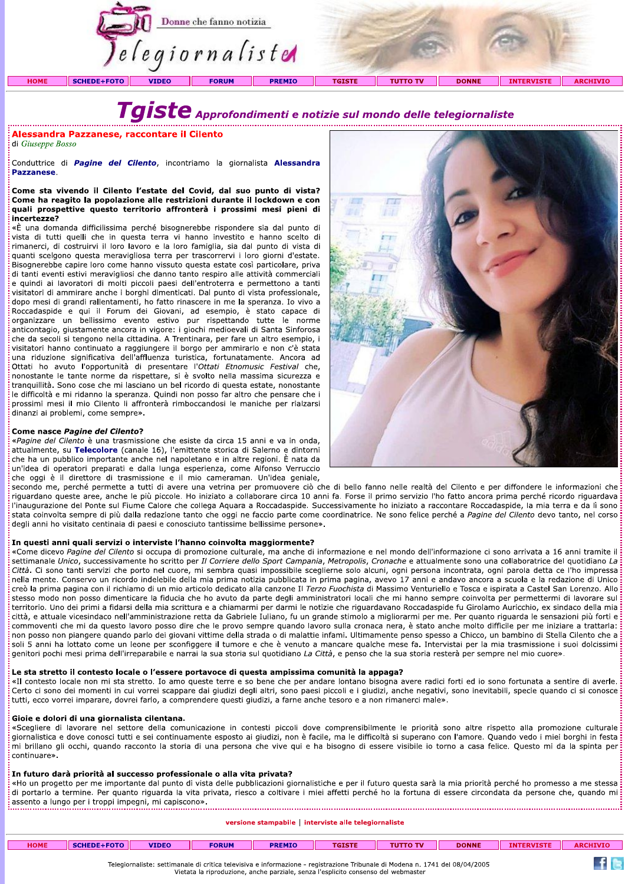# Tgiste Approfondimenti e notizie sul mondo delle telegiornaliste

## Alessandra Pazzanese, raccontare il Cilento

di *Giuseppe Bosso*

Conduttrice di ***Pagine del Cilento***, incontriamo la giornalista **Alessandra Pazzanese**.

**Come sta vivendo il Cilento l'estate del Covid, dal suo punto di vista? Come ha reagito la popolazione alle restrizioni durante il lockdown e con quali prospettive questo territorio affronterà i prossimi mesi pieni di incertezze?**

«È una domanda difficilissima perché bisognerebbe rispondere sia dal punto di vista di tutti quelli che in questa terra vi hanno investito e hanno scelto di rimanerci, di costruirvi il loro lavoro e la loro famiglia, sia dal punto di vista di quanti scelgono questa meravigliosa terra per trascorrervi i loro giorni d'estate. Bisognerebbe capire loro come hanno vissuto questa estate così particolare, priva di tanti eventi estivi meravigliosi che danno tanto respiro alle attività commerciali e quindi ai lavoratori di molti piccoli paesi dell'entroterra e permettono a tanti visitatori di ammirare anche i borghi dimenticati. Dal punto di vista professionale, dopo mesi di grandi rallentamenti, ho fatto rinascere in me la speranza. Io vivo a Roccadaspide e qui il Forum dei Giovani, ad esempio, è stato capace di organizzare un bellissimo evento estivo pur rispettando tutte le norme anticontagio, giustamente ancora in vigore: i giochi medioevali di Santa Sinforosa che da secoli si tengono nella cittadina. A Trentinara, per fare un altro esempio, i visitatori hanno continuato a raggiungere il borgo per ammirarlo e non c'è stata una riduzione significativa dell'affluenza turistica, fortunatamente. Ancora ad Ottati ho avuto l'opportunità di presentare l'*Ottati Etnomusic Festival* che, nonostante le tante norme da rispettare, si è svolto nella massima sicurezza e tranquillità. Sono cose che mi lasciano un bel ricordo di questa estate, nonostante le difficoltà e mi ridanno la speranza. Quindi non posso far altro che pensare che i prossimi mesi il mio Cilento li affronterà rimboccandosi le maniche per rialzarsi dinanzi ai problemi, come sempre».

**Come nasce *Pagine del Cilento*?**

«*Pagine del Cilento* è una trasmissione che esiste da circa 15 anni e va in onda, attualmente, su **Telecolore** (canale 16), l'emittente storica di Salerno e dintorni che ha un pubblico importante anche nel napoletano e in altre regioni. È nata da un'idea di operatori preparati e dalla lunga esperienza, come Alfonso Verruccio che oggi è il direttore di trasmissione e il mio cameraman. Un'idea geniale, secondo me, perché permette a tutti di avere una vetrina per promuovere ciò che di bello fanno nelle realtà del Cilento e per diffondere le informazioni che riguardano queste aree, anche le più piccole. Ho iniziato a collaborare circa 10 anni fa. Forse il primo servizio l'ho fatto ancora prima perché ricordo riguardava l'inaugurazione del Ponte sul Fiume Calore che collega Aquara a Roccadaspide. Successivamente ho iniziato a raccontare Roccadaspide, la mia terra e da lì sono stata coinvolta sempre di più dalla redazione tanto che oggi ne faccio parte come coordinatrice. Ne sono felice perché a *Pagine del Cilento* devo tanto, nel corso degli anni ho visitato centinaia di paesi e conosciuto tantissime bellissime persone».

**In questi anni quali servizi o interviste l'hanno coinvolta maggiormente?**

«Come dicevo *Pagine del Cilento* si occupa di promozione culturale, ma anche di informazione e nel mondo dell'informazione ci sono arrivata a 16 anni tramite il settimanale *Unico*, successivamente ho scritto per *Il Corriere dello Sport Campania*, *Metropolis*, *Cronache* e attualmente sono una collaboratrice del quotidiano *La Città*. Ci sono tanti servizi che porto nel cuore, mi sembra quasi impossibile sceglierne solo alcuni, ogni persona incontrata, ogni parola detta ce l'ho impressa nella mente. Conservo un ricordo indelebile della mia prima notizia pubblicata in prima pagina, avevo 17 anni e andavo ancora a scuola e la redazione di Unico creò la prima pagina con il richiamo di un mio articolo dedicato alla canzone Il *Terzo Fuochista* di Massimo Venturiello e Tosca e ispirata a Castel San Lorenzo. Allo stesso modo non posso dimenticare la fiducia che ho avuto da parte degli amministratori locali che mi hanno sempre coinvolta per permettermi di lavorare sul territorio. Uno dei primi a fidarsi della mia scrittura e a chiamarmi per darmi le notizie che riguardavano Roccadaspide fu Girolamo Auricchio, ex sindaco della mia città, e attuale vicesindaco nell'amministrazione retta da Gabriele Iuliano, fu un grande stimolo a migliorarmi per me. Per quanto riguarda le sensazioni più forti e commoventi che mi da questo lavoro posso dire che le provo sempre quando lavoro sulla cronaca nera, è stato anche molto difficile per me iniziare a trattarla: non posso non piangere quando parlo dei giovani vittime della strada o di malattie infami. Ultimamente penso spesso a Chicco, un bambino di Stella Cilento che a soli 5 anni ha lottato come un leone per sconfiggere il tumore e che è venuto a mancare qualche mese fa. Intervistai per la mia trasmissione i suoi dolcissimi genitori pochi mesi prima dell'irreparabile e narrai la sua storia sul quotidiano *La Città*, e penso che la sua storia resterà per sempre nel mio cuore».

**Le sta stretto il contesto locale o l'essere portavoce di questa ampissima comunità la appaga?**

«Il contesto locale non mi sta stretto. Io amo queste terre e so bene che per andare lontano bisogna avere radici forti ed io sono fortunata a sentire di averle. Certo ci sono dei momenti in cui vorrei scappare dai giudizi degli altri, sono paesi piccoli e i giudizi, anche negativi, sono inevitabili, specie quando ci si conosce tutti, ecco vorrei imparare, dovrei farlo, a comprendere questi giudizi, a farne anche tesoro e a non rimanerci male».

**Gioie e dolori di una giornalista cilentana.**

«Scegliere di lavorare nel settore della comunicazione in contesti piccoli dove comprensibilmente le priorità sono altre rispetto alla promozione culturale giornalistica e dove conosci tutti e sei continuamente esposto ai giudizi, non è facile, ma le difficoltà si superano con l'amore. Quando vedo i miei borghi in festa mi brillano gli occhi, quando racconto la storia di una persona che vive qui e ha bisogno di essere visibile io torno a casa felice. Questo mi da la spinta per continuare».

**In futuro darà priorità al successo professionale o alla vita privata?**

«Ho un progetto per me importante dal punto di vista delle pubblicazioni giornalistiche e per il futuro questa sarà la mia priorità perché ho promesso a me stessa di portarlo a termine. Per quanto riguarda la vita privata, riesco a coltivare i miei affetti perché ho la fortuna di essere circondata da persone che, quando mi assento a lungo per i troppi impegni, mi capiscono».

versione stampabile | interviste alle telegiornaliste

Telegiornaliste: settimanale di critica televisiva e informazione - registrazione Tribunale di Modena n. 1741 del 08/04/2005
Vietata la riproduzione, anche parziale, senza l'esplicito consenso del webmaster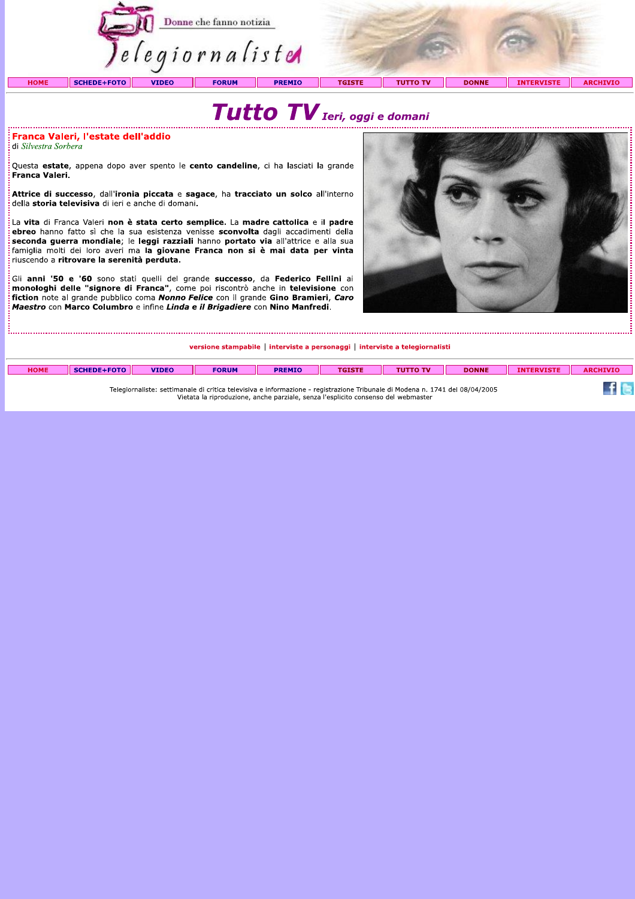# Tutto TV *Ieri, oggi e domani*

## Franca Valeri, l'estate dell'addio

di *Silvestra Sorbera*

Questa **estate**, appena dopo aver spento le **cento candeline**, ci ha lasciati **la** grande **Franca Valeri**.

**Attrice di successo**, dall'**ironia piccata** e **sagace**, ha **tracciato un solco** all'interno della **storia televisiva** di ieri e anche di domani.

La **vita** di Franca Valeri **non è stata certo semplice**. La **madre cattolica** e **il padre ebreo** hanno fatto sì che la sua esistenza venisse **sconvolta** dagli accadimenti della **seconda guerra mondiale**; le **leggi razziali** hanno **portato via** all'attrice e alla sua famiglia molti dei loro averi ma **la giovane Franca non si è mai data per vinta** riuscendo a **ritrovare la serenità perduta**.

Gli **anni '50 e '60** sono stati quelli del grande **successo**, da **Federico Fellini** ai **monologhi delle "signore di Franca"**, come poi riscontrò anche in **televisione** con **fiction** note al grande pubblico coma ***Nonno Felice*** con il grande **Gino Bramieri**, ***Caro Maestro*** con **Marco Columbro** e infine ***Linda e il Brigadiere*** con **Nino Manfredi**.

versione stampabile | interviste a personaggi | interviste a telegiornalisti

Telegiornaliste: settimanale di critica televisiva e informazione - registrazione Tribunale di Modena n. 1741 del 08/04/2005
Vietata la riproduzione, anche parziale, senza l'esplicito consenso del webmaster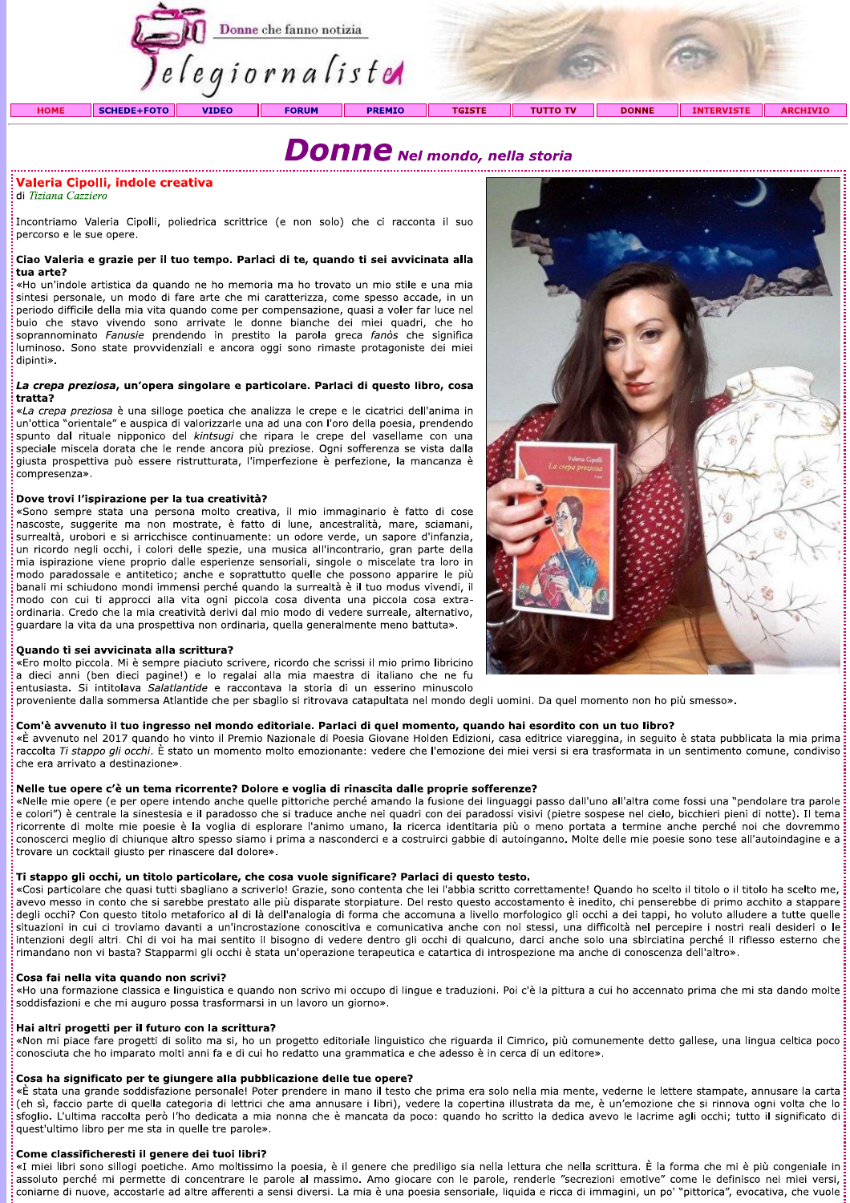# Donne Nel mondo, nella storia

## Valeria Cipolli, indole creativa

di *Tiziana Cazziero*

Incontriamo Valeria Cipolli, poliedrica scrittrice (e non solo) che ci racconta il suo percorso e le sue opere.

**Ciao Valeria e grazie per il tuo tempo. Parlaci di te, quando ti sei avvicinata alla tua arte?**

«Ho un'indole artistica da quando ne ho memoria ma ho trovato un mio stile e una mia sintesi personale, un modo di fare arte che mi caratterizza, come spesso accade, in un periodo difficile della mia vita quando come per compensazione, quasi a voler far luce nel buio che stavo vivendo sono arrivate le donne bianche dei miei quadri, che ho soprannominato *Fanusie* prendendo in prestito la parola greca *fanòs* che significa luminoso. Sono state provvidenziali e ancora oggi sono rimaste protagoniste dei miei dipinti».

***La crepa preziosa*, un'opera singolare e particolare. Parlaci di questo libro, cosa tratta?**

«*La crepa preziosa* è una silloge poetica che analizza le crepe e le cicatrici dell'anima in un'ottica "orientale" e auspica di valorizzarle una ad una con l'oro della poesia, prendendo spunto dal rituale nipponico del *kintsugi* che ripara le crepe del vasellame con una speciale miscela dorata che le rende ancora più preziose. Ogni sofferenza se vista dalla giusta prospettiva può essere ristrutturata, l'imperfezione è perfezione, la mancanza è compresenza».

**Dove trovi l'ispirazione per la tua creatività?**

«Sono sempre stata una persona molto creativa, il mio immaginario è fatto di cose nascoste, suggerite ma non mostrate, è fatto di lune, ancestralità, mare, sciamani, surrealtà, urobori e si arricchisce continuamente: un odore verde, un sapore d'infanzia, un ricordo negli occhi, i colori delle spezie, una musica all'incontrario, gran parte della mia ispirazione viene proprio dalle esperienze sensoriali, singole o miscelate tra loro in modo paradossale e antitetico; anche e soprattutto quelle che possono apparire le più banali mi schiudono mondi immensi perché quando la surrealtà è il tuo modus vivendi, il modo con cui ti approcci alla vita ogni piccola cosa diventa una piccola cosa extra-ordinaria. Credo che la mia creatività derivi dal mio modo di vedere surreale, alternativo, guardare la vita da una prospettiva non ordinaria, quella generalmente meno battuta».

**Quando ti sei avvicinata alla scrittura?**

«Ero molto piccola. Mi è sempre piaciuto scrivere, ricordo che scrissi il mio primo libricino a dieci anni (ben dieci pagine!) e lo regalai alla mia maestra di italiano che ne fu entusiasta. Si intitolava *Salatlantide* e raccontava la storia di un esserino minuscolo proveniente dalla sommersa Atlantide che per sbaglio si ritrovava catapultata nel mondo degli uomini. Da quel momento non ho più smesso».

**Com'è avvenuto il tuo ingresso nel mondo editoriale. Parlaci di quel momento, quando hai esordito con un tuo libro?**

«È avvenuto nel 2017 quando ho vinto il Premio Nazionale di Poesia Giovane Holden Edizioni, casa editrice viareggina, in seguito è stata pubblicata la mia prima raccolta *Ti stappo gli occhi*. È stato un momento molto emozionante: vedere che l'emozione dei miei versi si era trasformata in un sentimento comune, condiviso che era arrivato a destinazione».

**Nelle tue opere c'è un tema ricorrente? Dolore e voglia di rinascita dalle proprie sofferenze?**

«Nelle mie opere (e per opere intendo anche quelle pittoriche perché amando la fusione dei linguaggi passo dall'uno all'altra come fossi una "pendolare tra parole e colori") è centrale la sinestesia e il paradosso che si traduce anche nei quadri con dei paradossi visivi (pietre sospese nel cielo, bicchieri pieni di notte). Il tema ricorrente di molte mie poesie è la voglia di esplorare l'animo umano, la ricerca identitaria più o meno portata a termine anche perché noi che dovremmo conoscerci meglio di chiunque altro spesso siamo i primi a nasconderci e a costruirci gabbie di autoinganno. Molte delle mie poesie sono tese all'autoindagine e a trovare un cocktail giusto per rinascere dal dolore».

***Ti stappo gli occhi*, un titolo particolare, che cosa vuole significare? Parlaci di questo testo.**

«Così particolare che quasi tutti sbagliano a scriverlo! Grazie, sono contenta che lei l'abbia scritto correttamente! Quando ho scelto il titolo o il titolo ha scelto me, avevo messo in conto che si sarebbe prestato alle più disparate storpiature. Del resto questo accostamento è inedito, chi penserebbe di primo acchito a stappare degli occhi? Con questo titolo metaforico al di là dell'analogia di forma che accomuna a livello morfologico gli occhi a dei tappi, ho voluto alludere a tutte quelle situazioni in cui ci troviamo davanti a un'incrostazione conoscitiva e comunicativa anche con noi stessi, una difficoltà nel percepire i nostri reali desideri o le intenzioni degli altri. Chi di voi ha mai sentito il bisogno di vedere dentro gli occhi di qualcuno, darci anche solo una sbirciatina perché il riflesso esterno che rimandano non vi basta? Stapparmi gli occhi è stata un'operazione terapeutica e catartica di introspezione ma anche di conoscenza dell'altro».

**Cosa fai nella vita quando non scrivi?**

«Ho una formazione classica e linguistica e quando non scrivo mi occupo di lingue e traduzioni. Poi c'è la pittura a cui ho accennato prima che mi sta dando molte soddisfazioni e che mi auguro possa trasformarsi in un lavoro un giorno».

**Hai altri progetti per il futuro con la scrittura?**

«Non mi piace fare progetti di solito ma sì, ho un progetto editoriale linguistico che riguarda il Cimrico, più comunemente detto gallese, una lingua celtica poco conosciuta che ho imparato molti anni fa e di cui ho redatto una grammatica e che adesso è in cerca di un editore».

**Cosa ha significato per te giungere alla pubblicazione delle tue opere?**

«È stata una grande soddisfazione personale! Poter prendere in mano il testo che prima era solo nella mia mente, vederne le lettere stampate, annusare la carta (eh sì, faccio parte di quella categoria di lettrici che ama annusare i libri), vedere la copertina illustrata da me, è un'emozione che si rinnova ogni volta che lo sfoglio. L'ultima raccolta però l'ho dedicata a mia nonna che è mancata da poco: quando ho scritto la dedica avevo le lacrime agli occhi; tutto il significato di quest'ultimo libro per me sta in quelle tre parole».

**Come classificheresti il genere dei tuoi libri?**

«I miei libri sono sillogi poetiche. Amo moltissimo la poesia, è il genere che prediligo sia nella lettura che nella scrittura. È la forma che mi è più congeniale in assoluto perché mi permette di concentrare le parole al massimo. Amo giocare con le parole, renderle "secrezioni emotive" come le definisco nei miei versi, coniarne di nuove, accostarle ad altre afferenti a sensi diversi. La mia è una poesia sensoriale, liquida e ricca di immagini, un po' "pittorica", evocativa, che vuole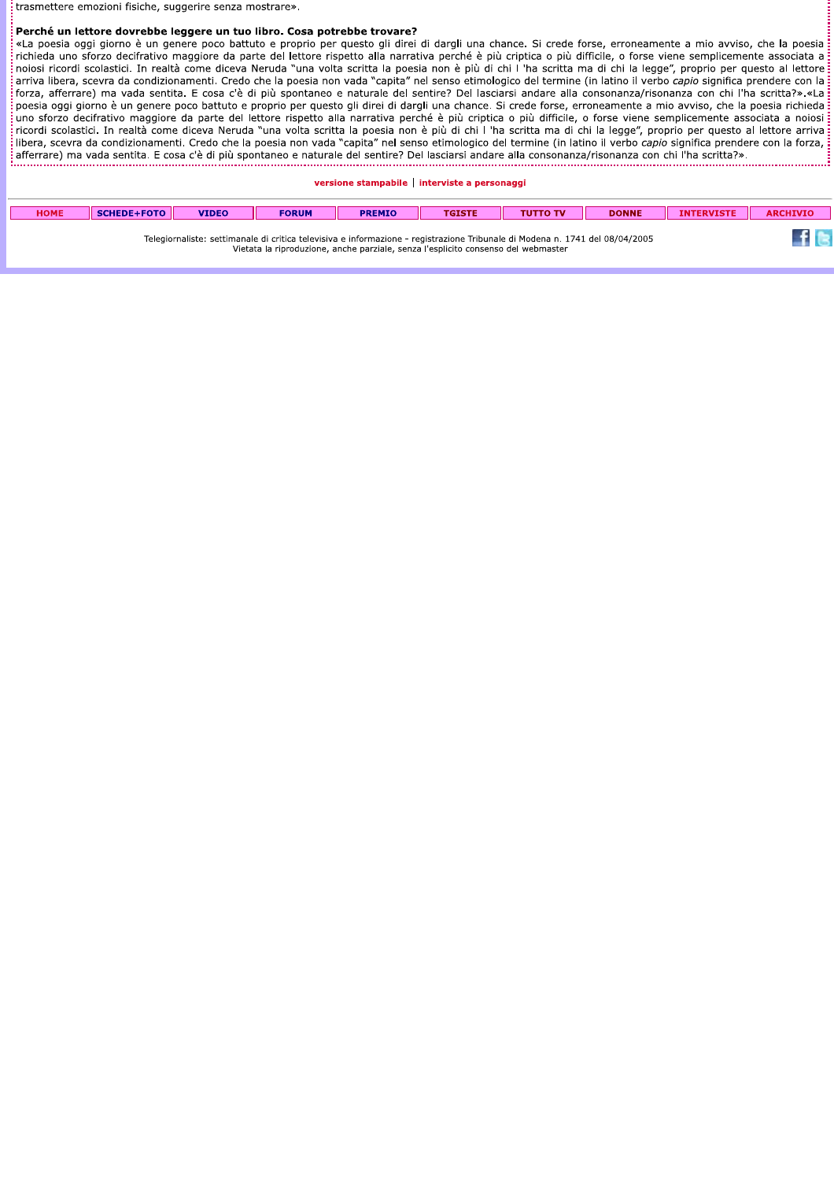trasmettere emozioni fisiche, suggerire senza mostrare».

**Perché un lettore dovrebbe leggere un tuo libro. Cosa potrebbe trovare?**
«La poesia oggi giorno è un genere poco battuto e proprio per questo gli direi di dargli una chance. Si crede forse, erroneamente a mio avviso, che la poesia richieda uno sforzo decifrativo maggiore da parte del lettore rispetto alla narrativa perché è più criptica o più difficile, o forse viene semplicemente associata a noiosi ricordi scolastici. In realtà come diceva Neruda "una volta scritta la poesia non è più di chi l 'ha scritta ma di chi la legge", proprio per questo al lettore arriva libera, scevra da condizionamenti. Credo che la poesia non vada "capita" nel senso etimologico del termine (in latino il verbo *capio* significa prendere con la forza, afferrare) ma vada sentita. E cosa c'è di più spontaneo e naturale del sentire? Del lasciarsi andare alla consonanza/risonanza con chi l'ha scritta?».«La poesia oggi giorno è un genere poco battuto e proprio per questo gli direi di dargli una chance. Si crede forse, erroneamente a mio avviso, che la poesia richieda uno sforzo decifrativo maggiore da parte del lettore rispetto alla narrativa perché è più criptica o più difficile, o forse viene semplicemente associata a noiosi ricordi scolastici. In realtà come diceva Neruda "una volta scritta la poesia non è più di chi l 'ha scritta ma di chi la legge", proprio per questo al lettore arriva libera, scevra da condizionamenti. Credo che la poesia non vada "capita" nel senso etimologico del termine (in latino il verbo *capio* significa prendere con la forza, afferrare) ma vada sentita. E cosa c'è di più spontaneo e naturale del sentire? Del lasciarsi andare alla consonanza/risonanza con chi l'ha scritta?».

versione stampabile | interviste a personaggi

HOME | SCHEDE+FOTO | VIDEO | FORUM | PREMIO | TGISTE | TUTTO TV | DONNE | INTERVISTE | ARCHIVIO

Telegiornaliste: settimanale di critica televisiva e informazione - registrazione Tribunale di Modena n. 1741 del 08/04/2005
Vietata la riproduzione, anche parziale, senza l'esplicito consenso del webmaster